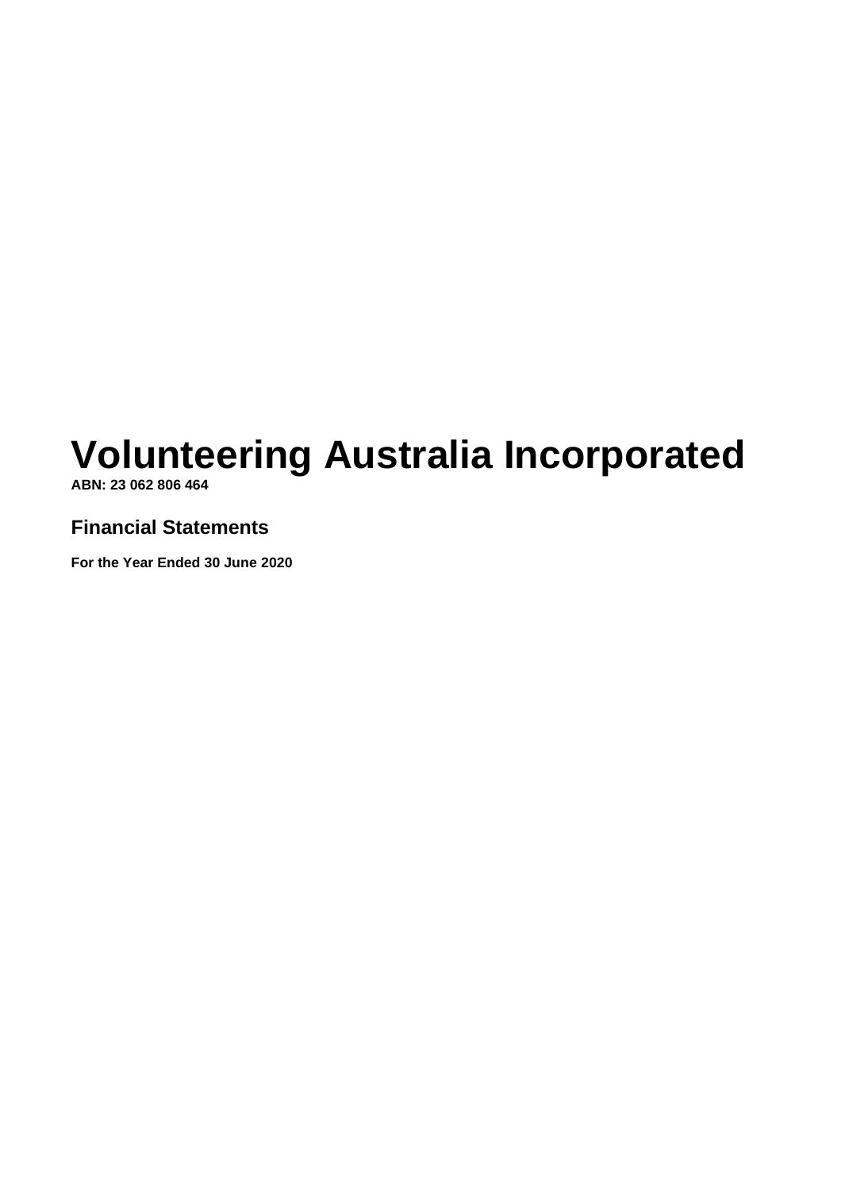# Volunteering Australia Incorporated

**ABN: 23 062 806 464**

## Financial Statements

**For the Year Ended 30 June 2020**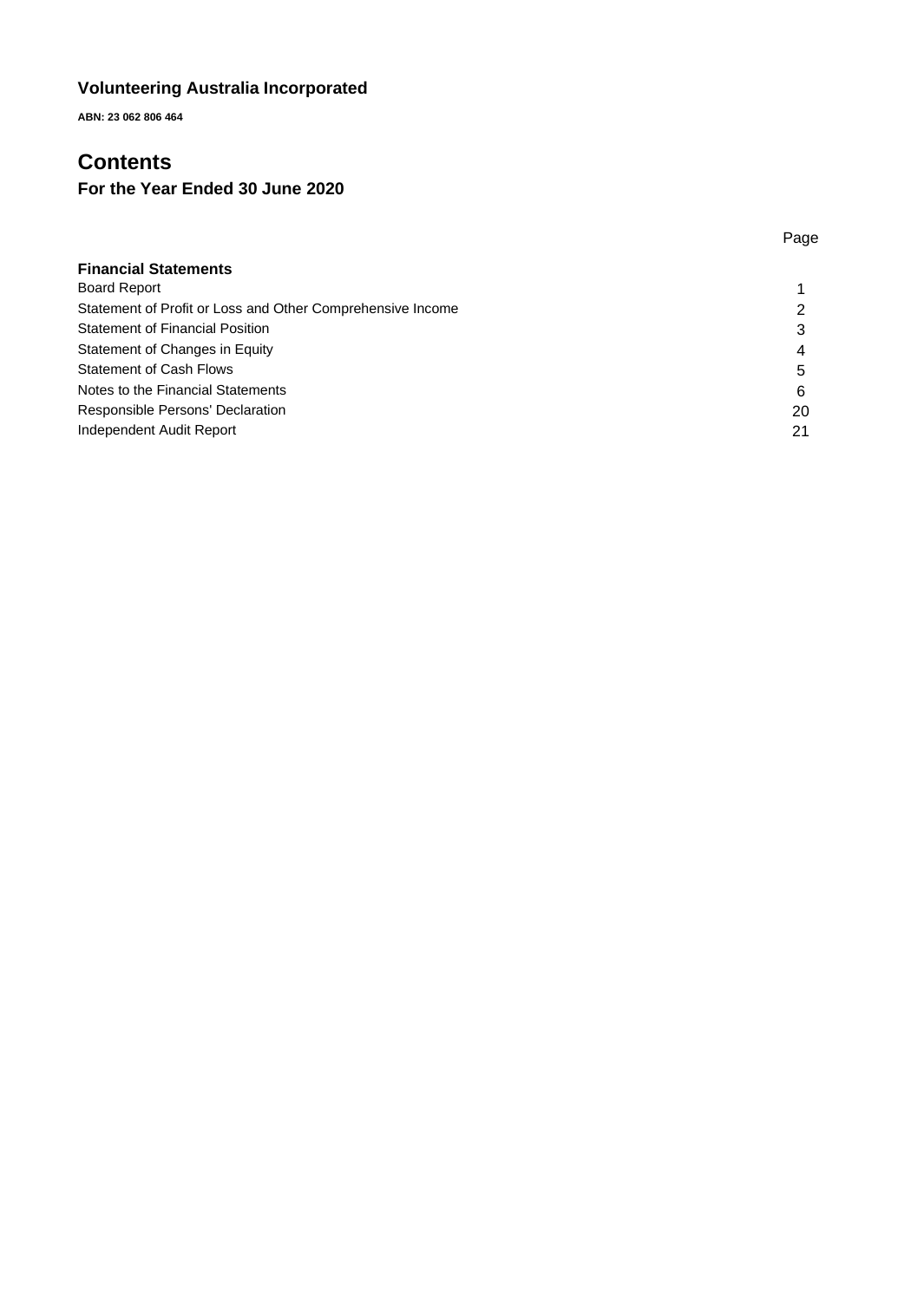**Volunteering Australia Incorporated**

**ABN: 23 062 806 464**

# Contents

## For the Year Ended 30 June 2020

| | Page |
|---|---|
| **Financial Statements** | |
| Board Report | 1 |
| Statement of Profit or Loss and Other Comprehensive Income | 2 |
| Statement of Financial Position | 3 |
| Statement of Changes in Equity | 4 |
| Statement of Cash Flows | 5 |
| Notes to the Financial Statements | 6 |
| Responsible Persons' Declaration | 20 |
| Independent Audit Report | 21 |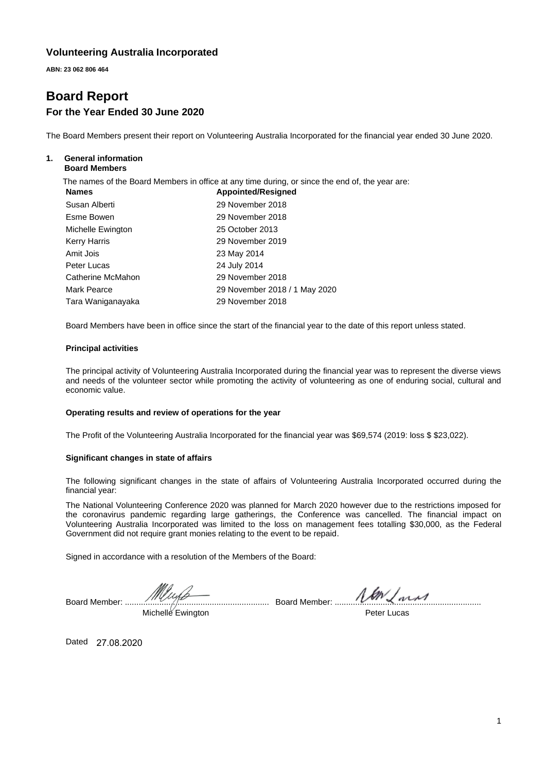**Volunteering Australia Incorporated**

**ABN: 23 062 806 464**

# Board Report

## For the Year Ended 30 June 2020

The Board Members present their report on Volunteering Australia Incorporated for the financial year ended 30 June 2020.

### 1. General information

**Board Members**

The names of the Board Members in office at any time during, or since the end of, the year are:

| Names | Appointed/Resigned |
|---|---|
| Susan Alberti | 29 November 2018 |
| Esme Bowen | 29 November 2018 |
| Michelle Ewington | 25 October 2013 |
| Kerry Harris | 29 November 2019 |
| Amit Jois | 23 May 2014 |
| Peter Lucas | 24 July 2014 |
| Catherine McMahon | 29 November 2018 |
| Mark Pearce | 29 November 2018 / 1 May 2020 |
| Tara Waniganayaka | 29 November 2018 |

Board Members have been in office since the start of the financial year to the date of this report unless stated.

**Principal activities**

The principal activity of Volunteering Australia Incorporated during the financial year was to represent the diverse views and needs of the volunteer sector while promoting the activity of volunteering as one of enduring social, cultural and economic value.

**Operating results and review of operations for the year**

The Profit of the Volunteering Australia Incorporated for the financial year was $69,574 (2019: loss $ $23,022).

**Significant changes in state of affairs**

The following significant changes in the state of affairs of Volunteering Australia Incorporated occurred during the financial year:

The National Volunteering Conference 2020 was planned for March 2020 however due to the restrictions imposed for the coronavirus pandemic regarding large gatherings, the Conference was cancelled. The financial impact on Volunteering Australia Incorporated was limited to the loss on management fees totalling $30,000, as the Federal Government did not require grant monies relating to the event to be repaid.

Signed in accordance with a resolution of the Members of the Board:

Board Member: ............................................................ Board Member: ............................................................

Michelle Ewington &nbsp;&nbsp;&nbsp;&nbsp;&nbsp;&nbsp;&nbsp;&nbsp;&nbsp;&nbsp;&nbsp;&nbsp;&nbsp;&nbsp;&nbsp;&nbsp;&nbsp;&nbsp;&nbsp;&nbsp; Peter Lucas

Dated 27.08.2020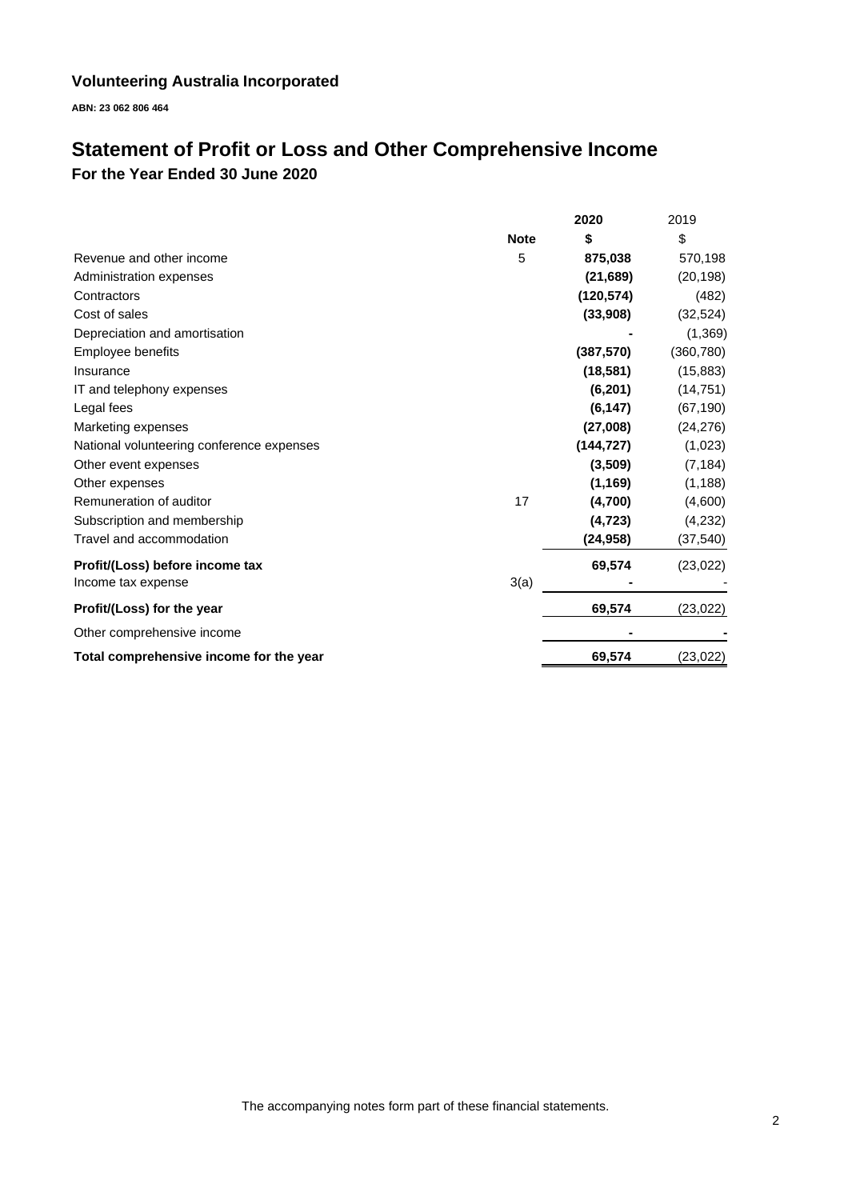**Volunteering Australia Incorporated**

**ABN: 23 062 806 464**

# Statement of Profit or Loss and Other Comprehensive Income

## For the Year Ended 30 June 2020

| | Note | 2020<br>$ | 2019<br>$ |
|---|---|---|---|
| Revenue and other income | 5 | **875,038** | 570,198 |
| Administration expenses | | **(21,689)** | (20,198) |
| Contractors | | **(120,574)** | (482) |
| Cost of sales | | **(33,908)** | (32,524) |
| Depreciation and amortisation | | **-** | (1,369) |
| Employee benefits | | **(387,570)** | (360,780) |
| Insurance | | **(18,581)** | (15,883) |
| IT and telephony expenses | | **(6,201)** | (14,751) |
| Legal fees | | **(6,147)** | (67,190) |
| Marketing expenses | | **(27,008)** | (24,276) |
| National volunteering conference expenses | | **(144,727)** | (1,023) |
| Other event expenses | | **(3,509)** | (7,184) |
| Other expenses | | **(1,169)** | (1,188) |
| Remuneration of auditor | 17 | **(4,700)** | (4,600) |
| Subscription and membership | | **(4,723)** | (4,232) |
| Travel and accommodation | | **(24,958)** | (37,540) |
| **Profit/(Loss) before income tax** | | **69,574** | (23,022) |
| Income tax expense | 3(a) | **-** | - |
| **Profit/(Loss) for the year** | | **69,574** | (23,022) |
| Other comprehensive income | | **-** | - |
| **Total comprehensive income for the year** | | **69,574** | (23,022) |

The accompanying notes form part of these financial statements.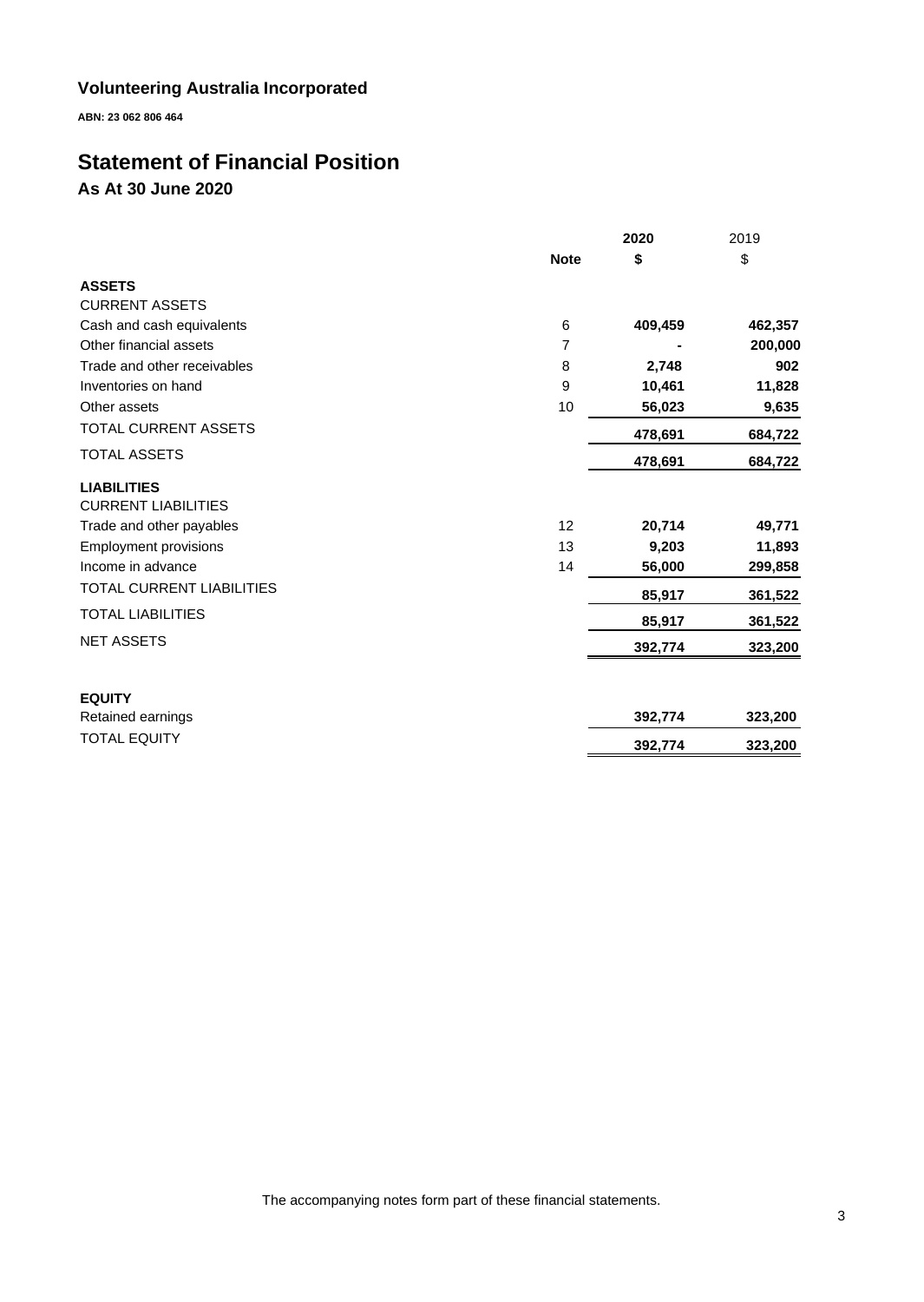# Volunteering Australia Incorporated

**ABN: 23 062 806 464**

## Statement of Financial Position

### As At 30 June 2020

| | Note | 2020 $ | 2019 $ |
|---|---|---|---|
| **ASSETS** | | | |
| CURRENT ASSETS | | | |
| Cash and cash equivalents | 6 | 409,459 | 462,357 |
| Other financial assets | 7 | - | 200,000 |
| Trade and other receivables | 8 | 2,748 | 902 |
| Inventories on hand | 9 | 10,461 | 11,828 |
| Other assets | 10 | 56,023 | 9,635 |
| TOTAL CURRENT ASSETS | | 478,691 | 684,722 |
| TOTAL ASSETS | | 478,691 | 684,722 |
| **LIABILITIES** | | | |
| CURRENT LIABILITIES | | | |
| Trade and other payables | 12 | 20,714 | 49,771 |
| Employment provisions | 13 | 9,203 | 11,893 |
| Income in advance | 14 | 56,000 | 299,858 |
| TOTAL CURRENT LIABILITIES | | 85,917 | 361,522 |
| TOTAL LIABILITIES | | 85,917 | 361,522 |
| NET ASSETS | | 392,774 | 323,200 |
| | | | |
| **EQUITY** | | | |
| Retained earnings | | 392,774 | 323,200 |
| TOTAL EQUITY | | 392,774 | 323,200 |

The accompanying notes form part of these financial statements.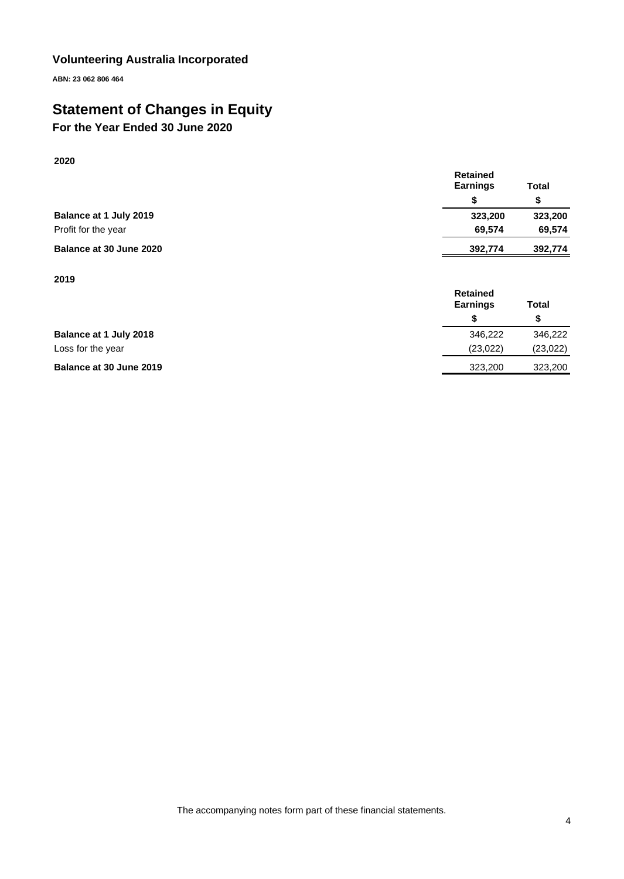# Volunteering Australia Incorporated

**ABN: 23 062 806 464**

## Statement of Changes in Equity

### For the Year Ended 30 June 2020

**2020**

| | Retained Earnings | Total |
|---|---|---|
| | $ | $ |
| **Balance at 1 July 2019** | **323,200** | **323,200** |
| Profit for the year | **69,574** | **69,574** |
| **Balance at 30 June 2020** | **392,774** | **392,774** |

**2019**

| | Retained Earnings | Total |
|---|---|---|
| | $ | $ |
| **Balance at 1 July 2018** | 346,222 | 346,222 |
| Loss for the year | (23,022) | (23,022) |
| **Balance at 30 June 2019** | 323,200 | 323,200 |

The accompanying notes form part of these financial statements.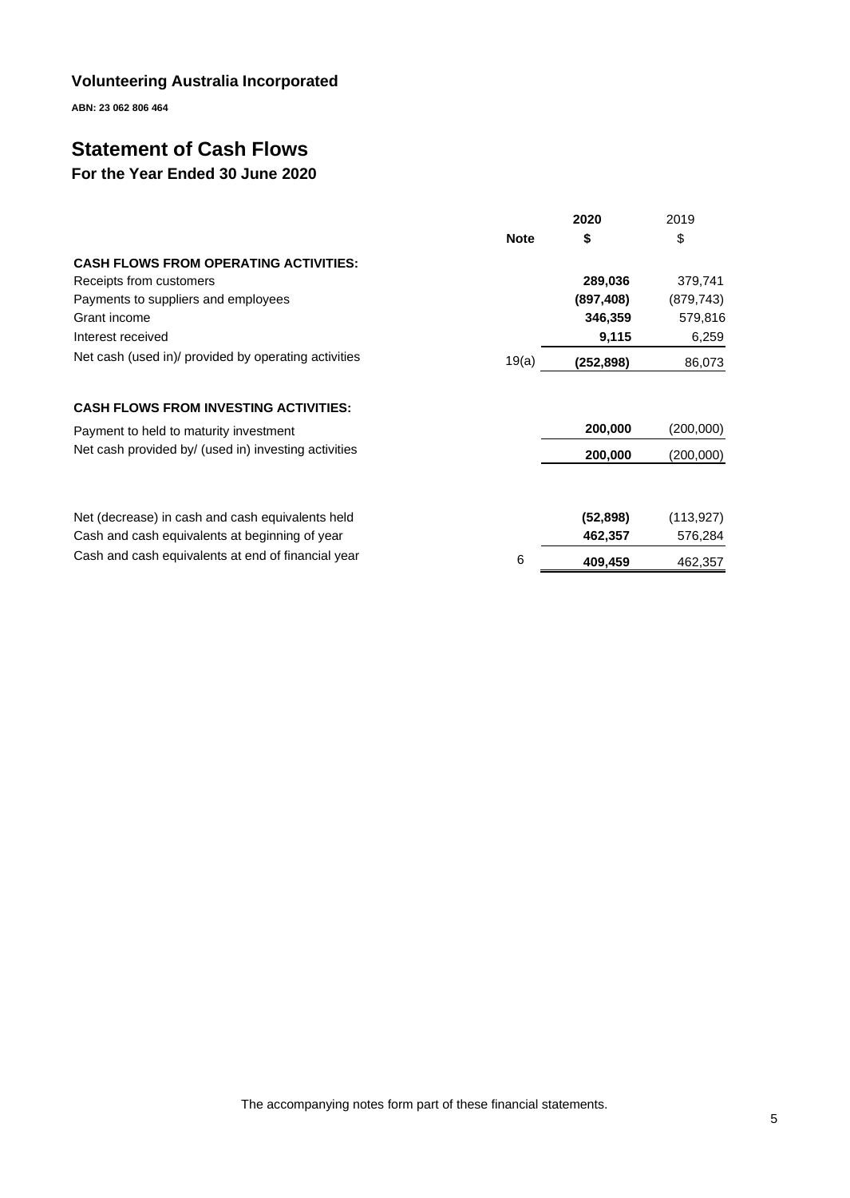**Volunteering Australia Incorporated**

**ABN: 23 062 806 464**

# Statement of Cash Flows

## For the Year Ended 30 June 2020

| | Note | 2020<br>$ | 2019<br>$ |
|---|---|---|---|
| **CASH FLOWS FROM OPERATING ACTIVITIES:** | | | |
| Receipts from customers | | **289,036** | 379,741 |
| Payments to suppliers and employees | | **(897,408)** | (879,743) |
| Grant income | | **346,359** | 579,816 |
| Interest received | | **9,115** | 6,259 |
| Net cash (used in)/ provided by operating activities | 19(a) | **(252,898)** | 86,073 |
| | | | |
| **CASH FLOWS FROM INVESTING ACTIVITIES:** | | | |
| Payment to held to maturity investment | | **200,000** | (200,000) |
| Net cash provided by/ (used in) investing activities | | **200,000** | (200,000) |
| | | | |
| Net (decrease) in cash and cash equivalents held | | **(52,898)** | (113,927) |
| Cash and cash equivalents at beginning of year | | **462,357** | 576,284 |
| Cash and cash equivalents at end of financial year | 6 | **409,459** | 462,357 |

The accompanying notes form part of these financial statements.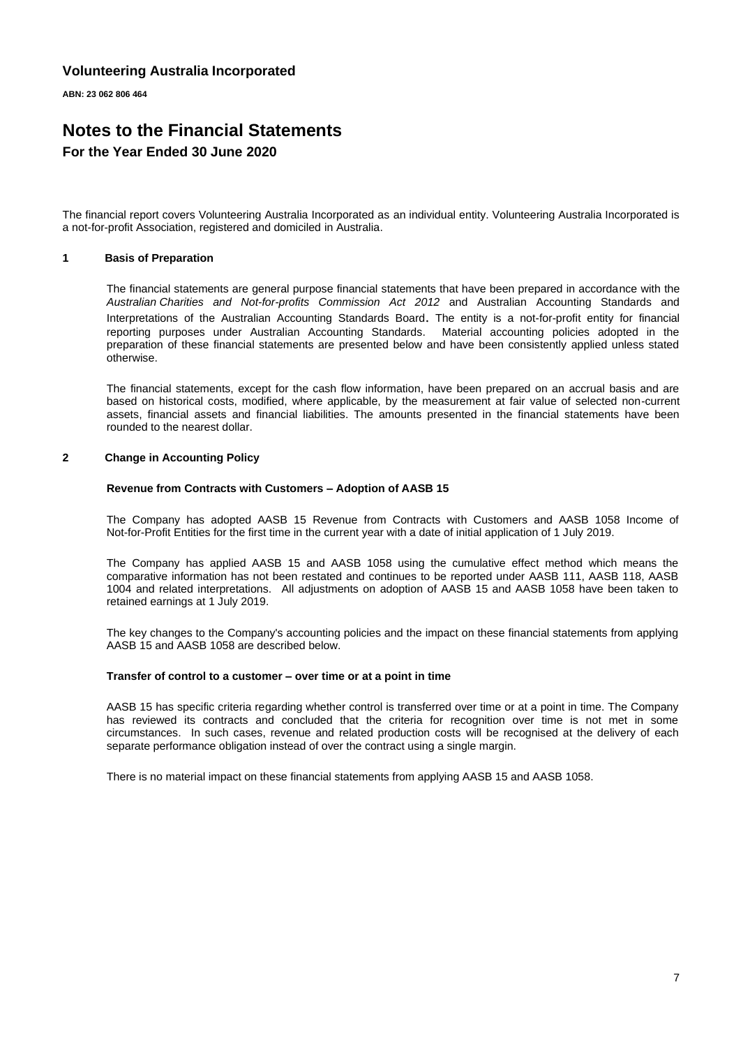**Volunteering Australia Incorporated**

**ABN: 23 062 806 464**

# Notes to the Financial Statements

## For the Year Ended 30 June 2020

The financial report covers Volunteering Australia Incorporated as an individual entity. Volunteering Australia Incorporated is a not-for-profit Association, registered and domiciled in Australia.

### 1 Basis of Preparation

The financial statements are general purpose financial statements that have been prepared in accordance with the *Australian Charities and Not-for-profits Commission Act 2012* and Australian Accounting Standards and Interpretations of the Australian Accounting Standards Board. The entity is a not-for-profit entity for financial reporting purposes under Australian Accounting Standards. Material accounting policies adopted in the preparation of these financial statements are presented below and have been consistently applied unless stated otherwise.

The financial statements, except for the cash flow information, have been prepared on an accrual basis and are based on historical costs, modified, where applicable, by the measurement at fair value of selected non-current assets, financial assets and financial liabilities. The amounts presented in the financial statements have been rounded to the nearest dollar.

### 2 Change in Accounting Policy

**Revenue from Contracts with Customers – Adoption of AASB 15**

The Company has adopted AASB 15 Revenue from Contracts with Customers and AASB 1058 Income of Not-for-Profit Entities for the first time in the current year with a date of initial application of 1 July 2019.

The Company has applied AASB 15 and AASB 1058 using the cumulative effect method which means the comparative information has not been restated and continues to be reported under AASB 111, AASB 118, AASB 1004 and related interpretations. All adjustments on adoption of AASB 15 and AASB 1058 have been taken to retained earnings at 1 July 2019.

The key changes to the Company's accounting policies and the impact on these financial statements from applying AASB 15 and AASB 1058 are described below.

**Transfer of control to a customer – over time or at a point in time**

AASB 15 has specific criteria regarding whether control is transferred over time or at a point in time. The Company has reviewed its contracts and concluded that the criteria for recognition over time is not met in some circumstances. In such cases, revenue and related production costs will be recognised at the delivery of each separate performance obligation instead of over the contract using a single margin.

There is no material impact on these financial statements from applying AASB 15 and AASB 1058.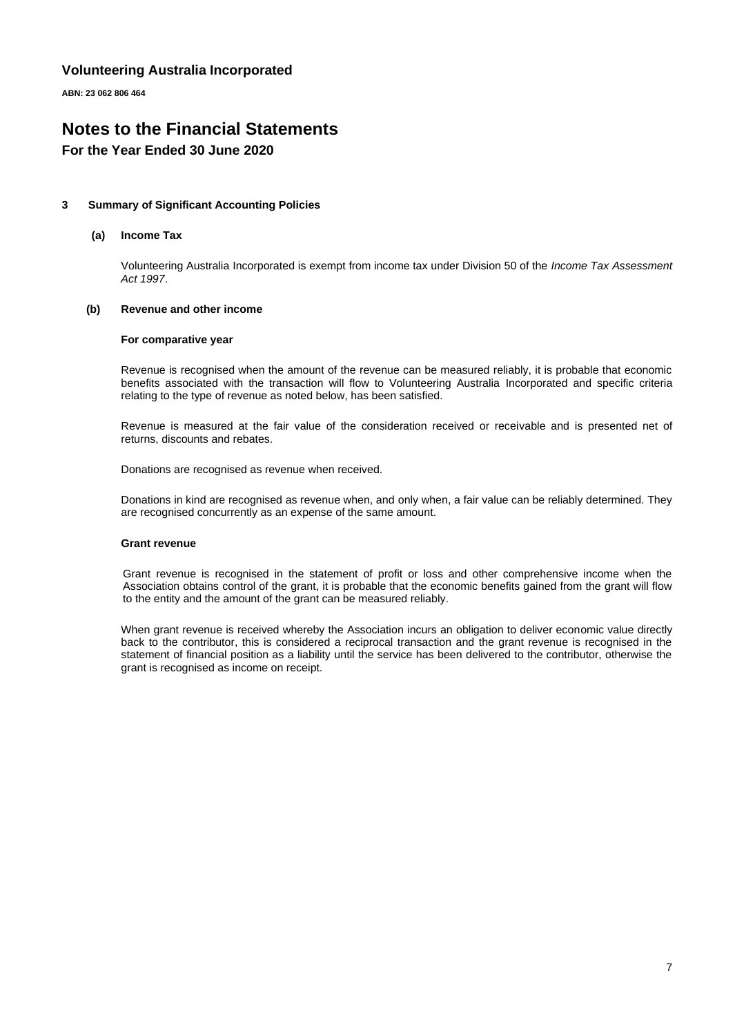**Volunteering Australia Incorporated**

**ABN: 23 062 806 464**

# Notes to the Financial Statements

## For the Year Ended 30 June 2020

### 3 Summary of Significant Accounting Policies

#### (a) Income Tax

Volunteering Australia Incorporated is exempt from income tax under Division 50 of the *Income Tax Assessment Act 1997*.

#### (b) Revenue and other income

**For comparative year**

Revenue is recognised when the amount of the revenue can be measured reliably, it is probable that economic benefits associated with the transaction will flow to Volunteering Australia Incorporated and specific criteria relating to the type of revenue as noted below, has been satisfied.

Revenue is measured at the fair value of the consideration received or receivable and is presented net of returns, discounts and rebates.

Donations are recognised as revenue when received.

Donations in kind are recognised as revenue when, and only when, a fair value can be reliably determined. They are recognised concurrently as an expense of the same amount.

**Grant revenue**

Grant revenue is recognised in the statement of profit or loss and other comprehensive income when the Association obtains control of the grant, it is probable that the economic benefits gained from the grant will flow to the entity and the amount of the grant can be measured reliably.

When grant revenue is received whereby the Association incurs an obligation to deliver economic value directly back to the contributor, this is considered a reciprocal transaction and the grant revenue is recognised in the statement of financial position as a liability until the service has been delivered to the contributor, otherwise the grant is recognised as income on receipt.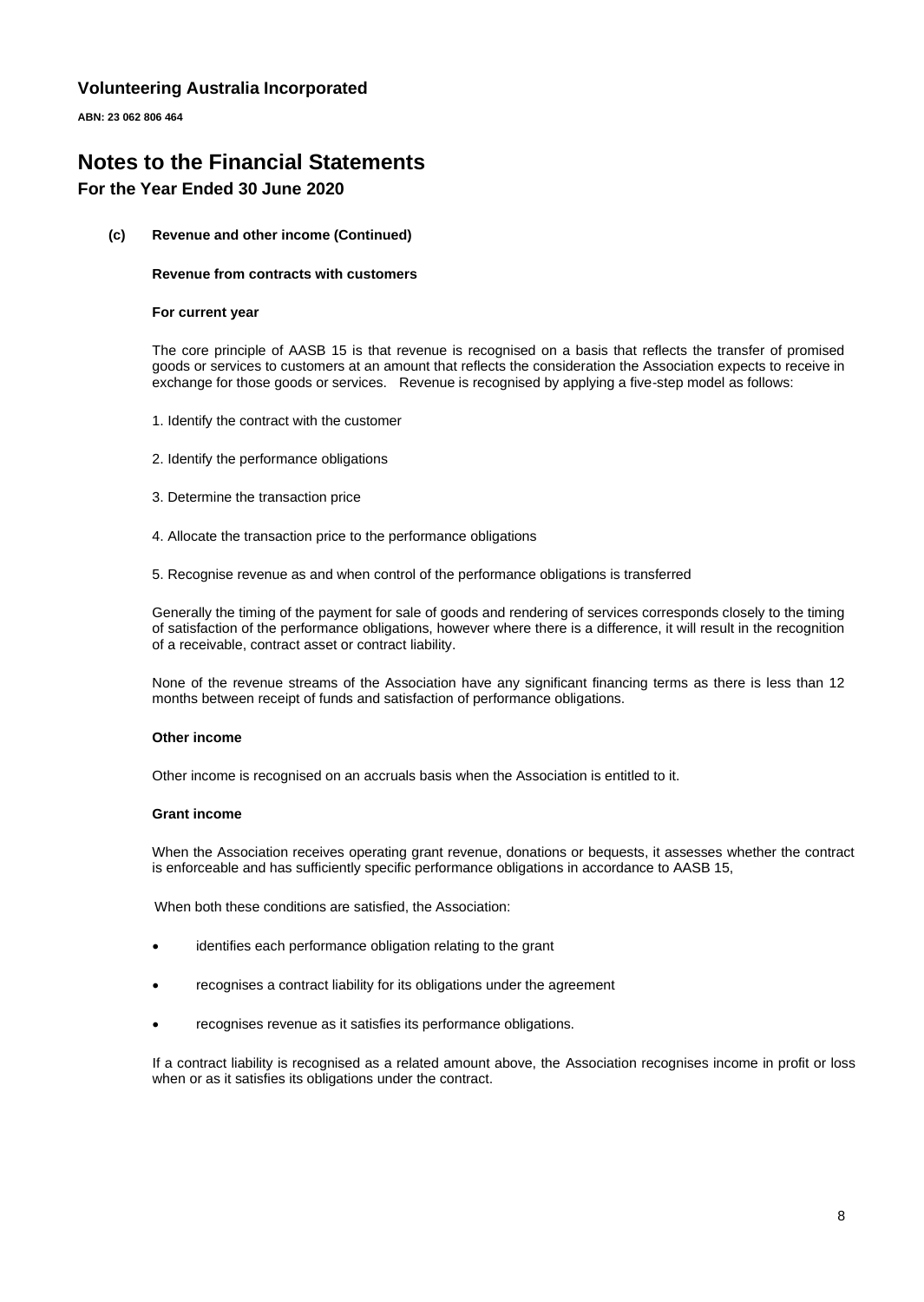# Volunteering Australia Incorporated

**ABN: 23 062 806 464**

# Notes to the Financial Statements

## For the Year Ended 30 June 2020

**(c) Revenue and other income (Continued)**

**Revenue from contracts with customers**

**For current year**

The core principle of AASB 15 is that revenue is recognised on a basis that reflects the transfer of promised goods or services to customers at an amount that reflects the consideration the Association expects to receive in exchange for those goods or services. Revenue is recognised by applying a five-step model as follows:

1. Identify the contract with the customer
2. Identify the performance obligations
3. Determine the transaction price
4. Allocate the transaction price to the performance obligations
5. Recognise revenue as and when control of the performance obligations is transferred

Generally the timing of the payment for sale of goods and rendering of services corresponds closely to the timing of satisfaction of the performance obligations, however where there is a difference, it will result in the recognition of a receivable, contract asset or contract liability.

None of the revenue streams of the Association have any significant financing terms as there is less than 12 months between receipt of funds and satisfaction of performance obligations.

**Other income**

Other income is recognised on an accruals basis when the Association is entitled to it.

**Grant income**

When the Association receives operating grant revenue, donations or bequests, it assesses whether the contract is enforceable and has sufficiently specific performance obligations in accordance to AASB 15,

When both these conditions are satisfied, the Association:

- identifies each performance obligation relating to the grant
- recognises a contract liability for its obligations under the agreement
- recognises revenue as it satisfies its performance obligations.

If a contract liability is recognised as a related amount above, the Association recognises income in profit or loss when or as it satisfies its obligations under the contract.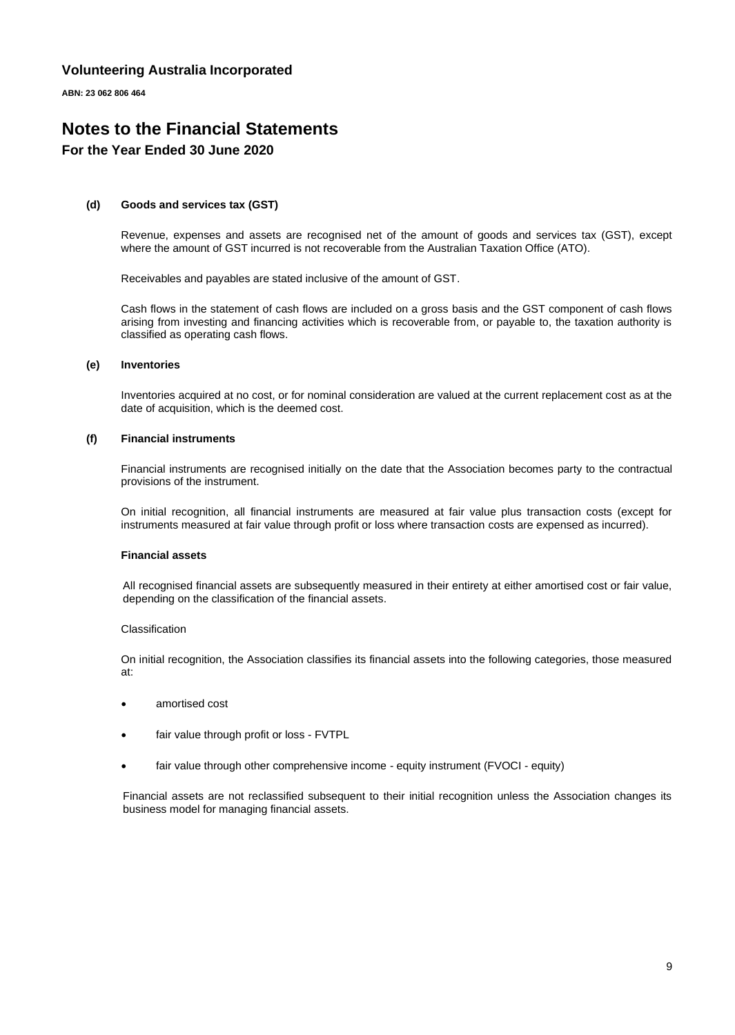# Volunteering Australia Incorporated

**ABN: 23 062 806 464**

# Notes to the Financial Statements

## For the Year Ended 30 June 2020

**(d) Goods and services tax (GST)**

Revenue, expenses and assets are recognised net of the amount of goods and services tax (GST), except where the amount of GST incurred is not recoverable from the Australian Taxation Office (ATO).

Receivables and payables are stated inclusive of the amount of GST.

Cash flows in the statement of cash flows are included on a gross basis and the GST component of cash flows arising from investing and financing activities which is recoverable from, or payable to, the taxation authority is classified as operating cash flows.

**(e) Inventories**

Inventories acquired at no cost, or for nominal consideration are valued at the current replacement cost as at the date of acquisition, which is the deemed cost.

**(f) Financial instruments**

Financial instruments are recognised initially on the date that the Association becomes party to the contractual provisions of the instrument.

On initial recognition, all financial instruments are measured at fair value plus transaction costs (except for instruments measured at fair value through profit or loss where transaction costs are expensed as incurred).

**Financial assets**

All recognised financial assets are subsequently measured in their entirety at either amortised cost or fair value, depending on the classification of the financial assets.

Classification

On initial recognition, the Association classifies its financial assets into the following categories, those measured at:

- amortised cost
- fair value through profit or loss - FVTPL
- fair value through other comprehensive income - equity instrument (FVOCI - equity)

Financial assets are not reclassified subsequent to their initial recognition unless the Association changes its business model for managing financial assets.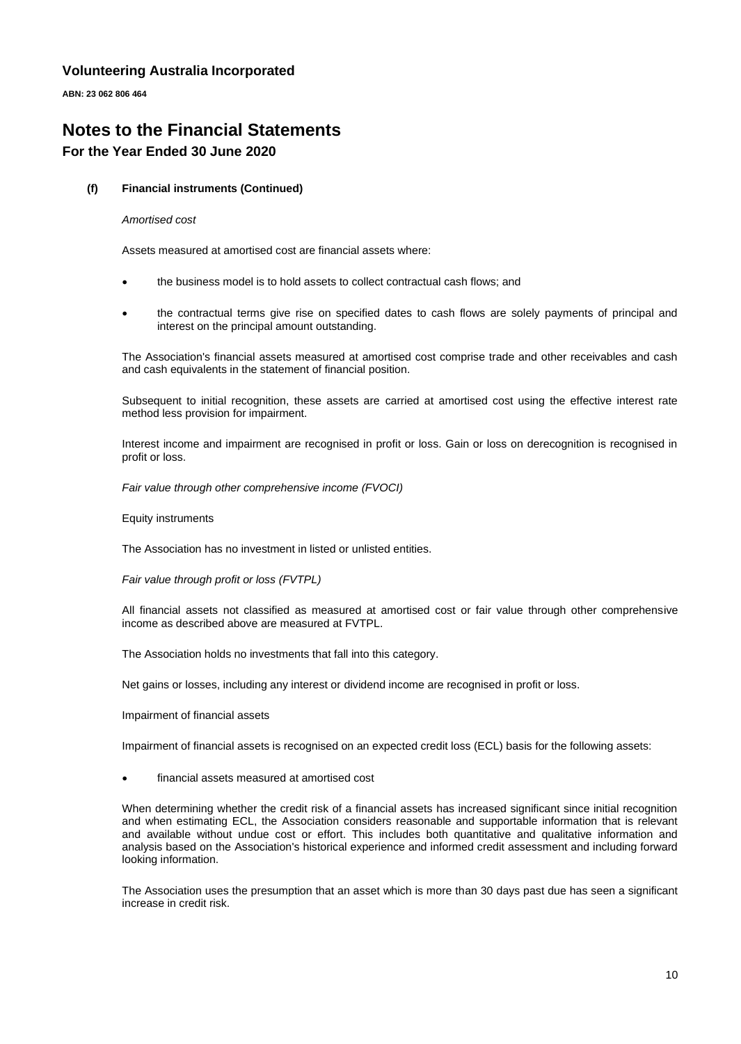**Volunteering Australia Incorporated**

**ABN: 23 062 806 464**

# Notes to the Financial Statements

## For the Year Ended 30 June 2020

**(f) Financial instruments (Continued)**

*Amortised cost*

Assets measured at amortised cost are financial assets where:

- the business model is to hold assets to collect contractual cash flows; and
- the contractual terms give rise on specified dates to cash flows are solely payments of principal and interest on the principal amount outstanding.

The Association's financial assets measured at amortised cost comprise trade and other receivables and cash and cash equivalents in the statement of financial position.

Subsequent to initial recognition, these assets are carried at amortised cost using the effective interest rate method less provision for impairment.

Interest income and impairment are recognised in profit or loss. Gain or loss on derecognition is recognised in profit or loss.

*Fair value through other comprehensive income (FVOCI)*

Equity instruments

The Association has no investment in listed or unlisted entities.

*Fair value through profit or loss (FVTPL)*

All financial assets not classified as measured at amortised cost or fair value through other comprehensive income as described above are measured at FVTPL.

The Association holds no investments that fall into this category.

Net gains or losses, including any interest or dividend income are recognised in profit or loss.

Impairment of financial assets

Impairment of financial assets is recognised on an expected credit loss (ECL) basis for the following assets:

- financial assets measured at amortised cost

When determining whether the credit risk of a financial assets has increased significant since initial recognition and when estimating ECL, the Association considers reasonable and supportable information that is relevant and available without undue cost or effort. This includes both quantitative and qualitative information and analysis based on the Association's historical experience and informed credit assessment and including forward looking information.

The Association uses the presumption that an asset which is more than 30 days past due has seen a significant increase in credit risk.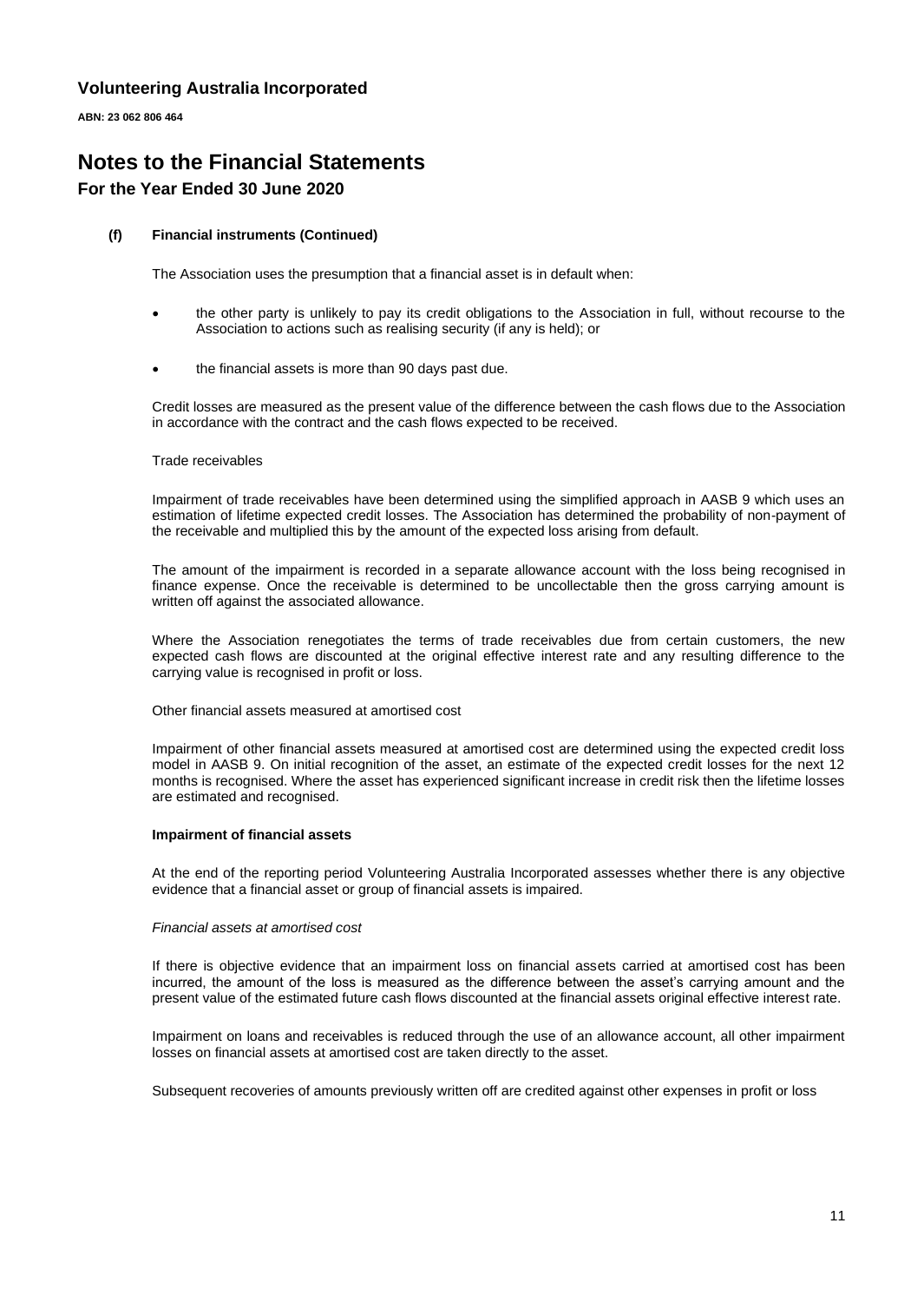### (f) Financial instruments (Continued)

The Association uses the presumption that a financial asset is in default when:

- the other party is unlikely to pay its credit obligations to the Association in full, without recourse to the Association to actions such as realising security (if any is held); or
- the financial assets is more than 90 days past due.

Credit losses are measured as the present value of the difference between the cash flows due to the Association in accordance with the contract and the cash flows expected to be received.

Trade receivables

Impairment of trade receivables have been determined using the simplified approach in AASB 9 which uses an estimation of lifetime expected credit losses. The Association has determined the probability of non-payment of the receivable and multiplied this by the amount of the expected loss arising from default.

The amount of the impairment is recorded in a separate allowance account with the loss being recognised in finance expense. Once the receivable is determined to be uncollectable then the gross carrying amount is written off against the associated allowance.

Where the Association renegotiates the terms of trade receivables due from certain customers, the new expected cash flows are discounted at the original effective interest rate and any resulting difference to the carrying value is recognised in profit or loss.

Other financial assets measured at amortised cost

Impairment of other financial assets measured at amortised cost are determined using the expected credit loss model in AASB 9. On initial recognition of the asset, an estimate of the expected credit losses for the next 12 months is recognised. Where the asset has experienced significant increase in credit risk then the lifetime losses are estimated and recognised.

**Impairment of financial assets**

At the end of the reporting period Volunteering Australia Incorporated assesses whether there is any objective evidence that a financial asset or group of financial assets is impaired.

*Financial assets at amortised cost*

If there is objective evidence that an impairment loss on financial assets carried at amortised cost has been incurred, the amount of the loss is measured as the difference between the asset's carrying amount and the present value of the estimated future cash flows discounted at the financial assets original effective interest rate.

Impairment on loans and receivables is reduced through the use of an allowance account, all other impairment losses on financial assets at amortised cost are taken directly to the asset.

Subsequent recoveries of amounts previously written off are credited against other expenses in profit or loss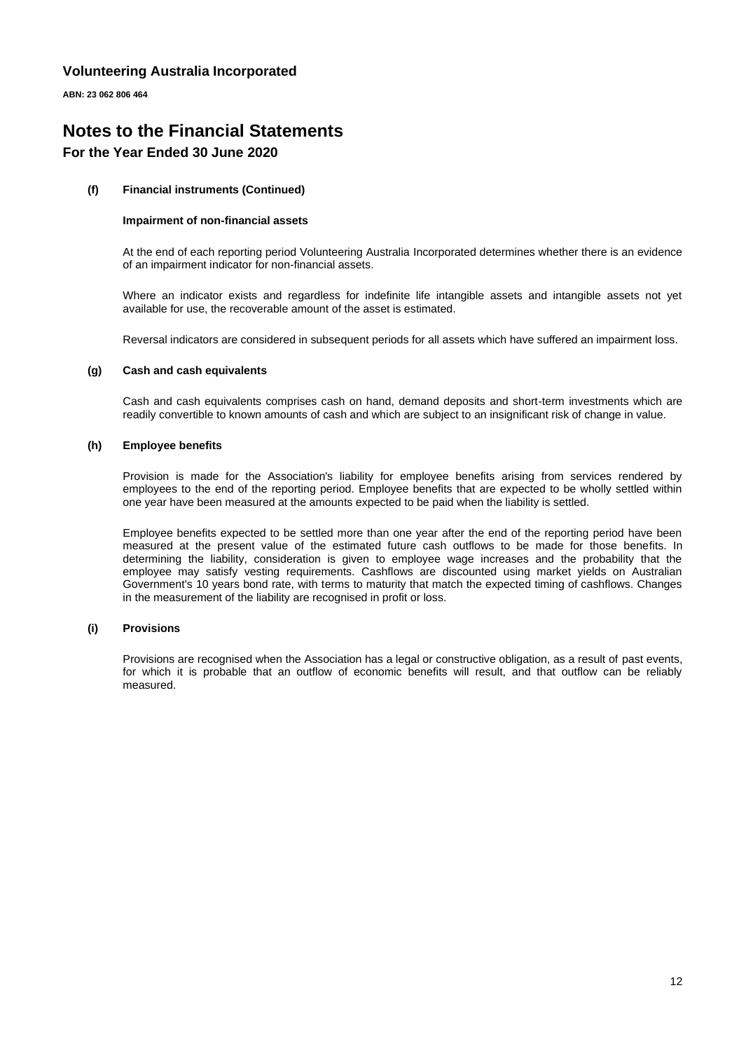# Notes to the Financial Statements

## For the Year Ended 30 June 2020

**(f) Financial instruments (Continued)**

**Impairment of non-financial assets**

At the end of each reporting period Volunteering Australia Incorporated determines whether there is an evidence of an impairment indicator for non-financial assets.

Where an indicator exists and regardless for indefinite life intangible assets and intangible assets not yet available for use, the recoverable amount of the asset is estimated.

Reversal indicators are considered in subsequent periods for all assets which have suffered an impairment loss.

**(g) Cash and cash equivalents**

Cash and cash equivalents comprises cash on hand, demand deposits and short-term investments which are readily convertible to known amounts of cash and which are subject to an insignificant risk of change in value.

**(h) Employee benefits**

Provision is made for the Association's liability for employee benefits arising from services rendered by employees to the end of the reporting period. Employee benefits that are expected to be wholly settled within one year have been measured at the amounts expected to be paid when the liability is settled.

Employee benefits expected to be settled more than one year after the end of the reporting period have been measured at the present value of the estimated future cash outflows to be made for those benefits. In determining the liability, consideration is given to employee wage increases and the probability that the employee may satisfy vesting requirements. Cashflows are discounted using market yields on Australian Government's 10 years bond rate, with terms to maturity that match the expected timing of cashflows. Changes in the measurement of the liability are recognised in profit or loss.

**(i) Provisions**

Provisions are recognised when the Association has a legal or constructive obligation, as a result of past events, for which it is probable that an outflow of economic benefits will result, and that outflow can be reliably measured.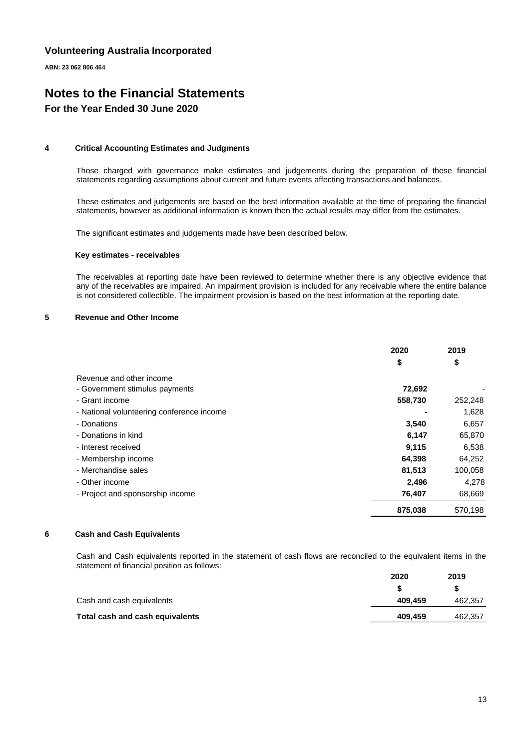**Volunteering Australia Incorporated**

**ABN: 23 062 806 464**

# Notes to the Financial Statements

## For the Year Ended 30 June 2020

### 4 Critical Accounting Estimates and Judgments

Those charged with governance make estimates and judgements during the preparation of these financial statements regarding assumptions about current and future events affecting transactions and balances.

These estimates and judgements are based on the best information available at the time of preparing the financial statements, however as additional information is known then the actual results may differ from the estimates.

The significant estimates and judgements made have been described below.

**Key estimates - receivables**

The receivables at reporting date have been reviewed to determine whether there is any objective evidence that any of the receivables are impaired. An impairment provision is included for any receivable where the entire balance is not considered collectible. The impairment provision is based on the best information at the reporting date.

### 5 Revenue and Other Income

| | 2020 | 2019 |
|---|---|---|
| | $ | $ |
| Revenue and other income | | |
| - Government stimulus payments | **72,692** | - |
| - Grant income | **558,730** | 252,248 |
| - National volunteering conference income | **-** | 1,628 |
| - Donations | **3,540** | 6,657 |
| - Donations in kind | **6,147** | 65,870 |
| - Interest received | **9,115** | 6,538 |
| - Membership income | **64,398** | 64,252 |
| - Merchandise sales | **81,513** | 100,058 |
| - Other income | **2,496** | 4,278 |
| - Project and sponsorship income | **76,407** | 68,669 |
| | **875,038** | 570,198 |

### 6 Cash and Cash Equivalents

Cash and Cash equivalents reported in the statement of cash flows are reconciled to the equivalent items in the statement of financial position as follows:

| | 2020 | 2019 |
|---|---|---|
| | $ | $ |
| Cash and cash equivalents | **409,459** | 462,357 |
| **Total cash and cash equivalents** | **409,459** | 462,357 |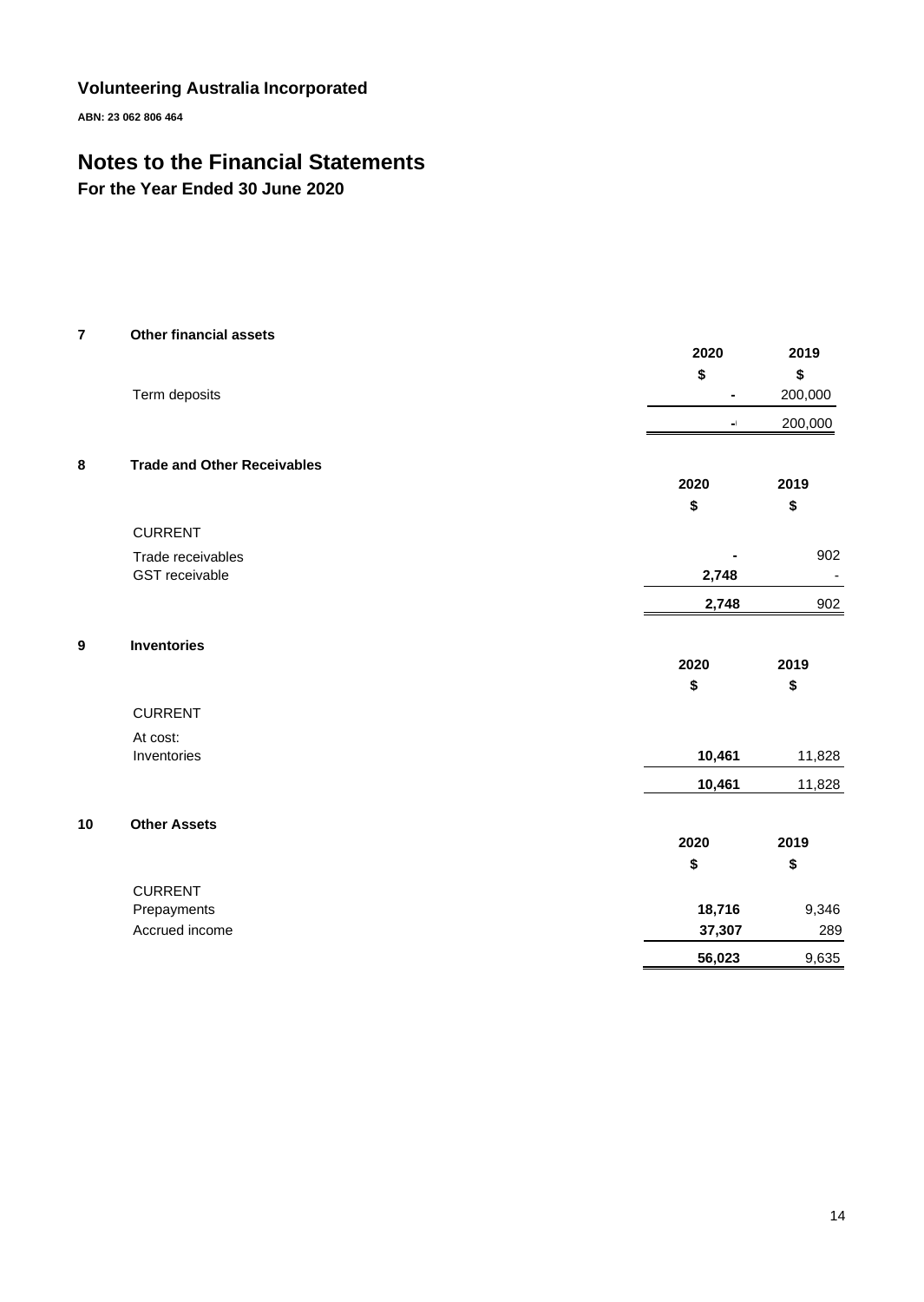**Volunteering Australia Incorporated**

**ABN: 23 062 806 464**

# Notes to the Financial Statements

## For the Year Ended 30 June 2020

### 7 Other financial assets

| | 2020 | 2019 |
|---|---|---|
| | $ | $ |
| Term deposits | - | 200,000 |
| | - | 200,000 |

### 8 Trade and Other Receivables

| | 2020 | 2019 |
|---|---|---|
| | $ | $ |
| CURRENT | | |
| Trade receivables | - | 902 |
| GST receivable | 2,748 | - |
| | 2,748 | 902 |

### 9 Inventories

| | 2020 | 2019 |
|---|---|---|
| | $ | $ |
| CURRENT | | |
| At cost: | | |
| Inventories | 10,461 | 11,828 |
| | 10,461 | 11,828 |

### 10 Other Assets

| | 2020 | 2019 |
|---|---|---|
| | $ | $ |
| CURRENT | | |
| Prepayments | 18,716 | 9,346 |
| Accrued income | 37,307 | 289 |
| | 56,023 | 9,635 |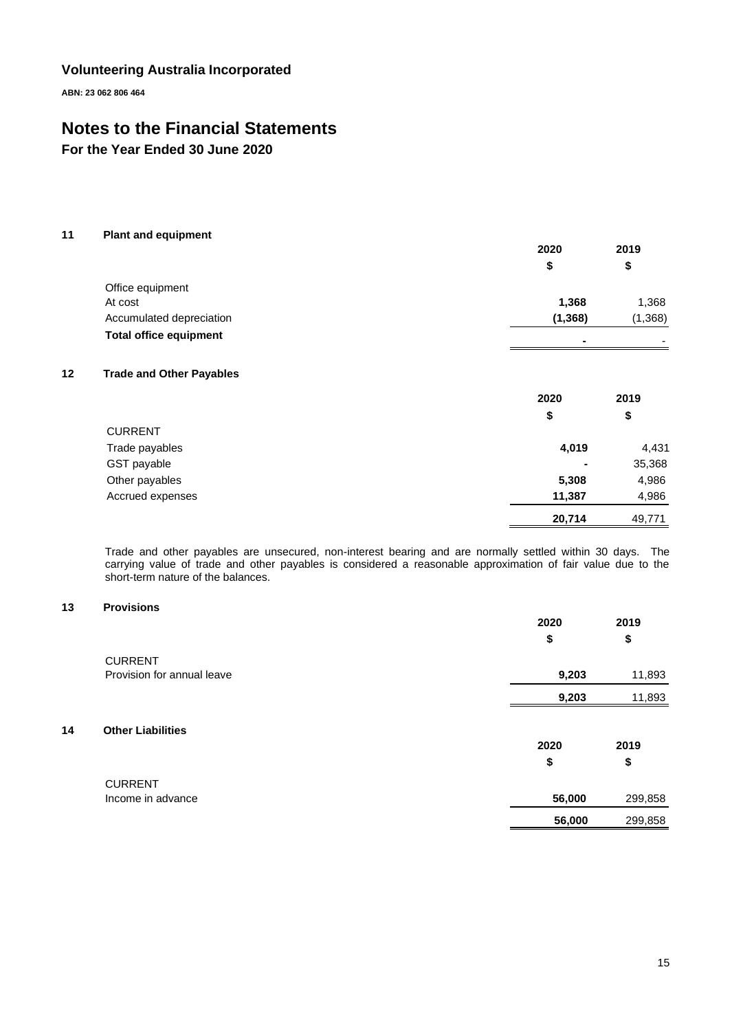**Volunteering Australia Incorporated**

**ABN: 23 062 806 464**

# Notes to the Financial Statements

## For the Year Ended 30 June 2020

### 11 Plant and equipment

| | 2020 | 2019 |
|---|---|---|
| | $ | $ |
| Office equipment | | |
| At cost | **1,368** | 1,368 |
| Accumulated depreciation | **(1,368)** | (1,368) |
| **Total office equipment** | **-** | - |

### 12 Trade and Other Payables

| | 2020 | 2019 |
|---|---|---|
| | $ | $ |
| CURRENT | | |
| Trade payables | **4,019** | 4,431 |
| GST payable | **-** | 35,368 |
| Other payables | **5,308** | 4,986 |
| Accrued expenses | **11,387** | 4,986 |
| | **20,714** | 49,771 |

Trade and other payables are unsecured, non-interest bearing and are normally settled within 30 days. The carrying value of trade and other payables is considered a reasonable approximation of fair value due to the short-term nature of the balances.

### 13 Provisions

| | 2020 | 2019 |
|---|---|---|
| | $ | $ |
| CURRENT | | |
| Provision for annual leave | **9,203** | 11,893 |
| | **9,203** | 11,893 |

### 14 Other Liabilities

| | 2020 | 2019 |
|---|---|---|
| | $ | $ |
| CURRENT | | |
| Income in advance | **56,000** | 299,858 |
| | **56,000** | 299,858 |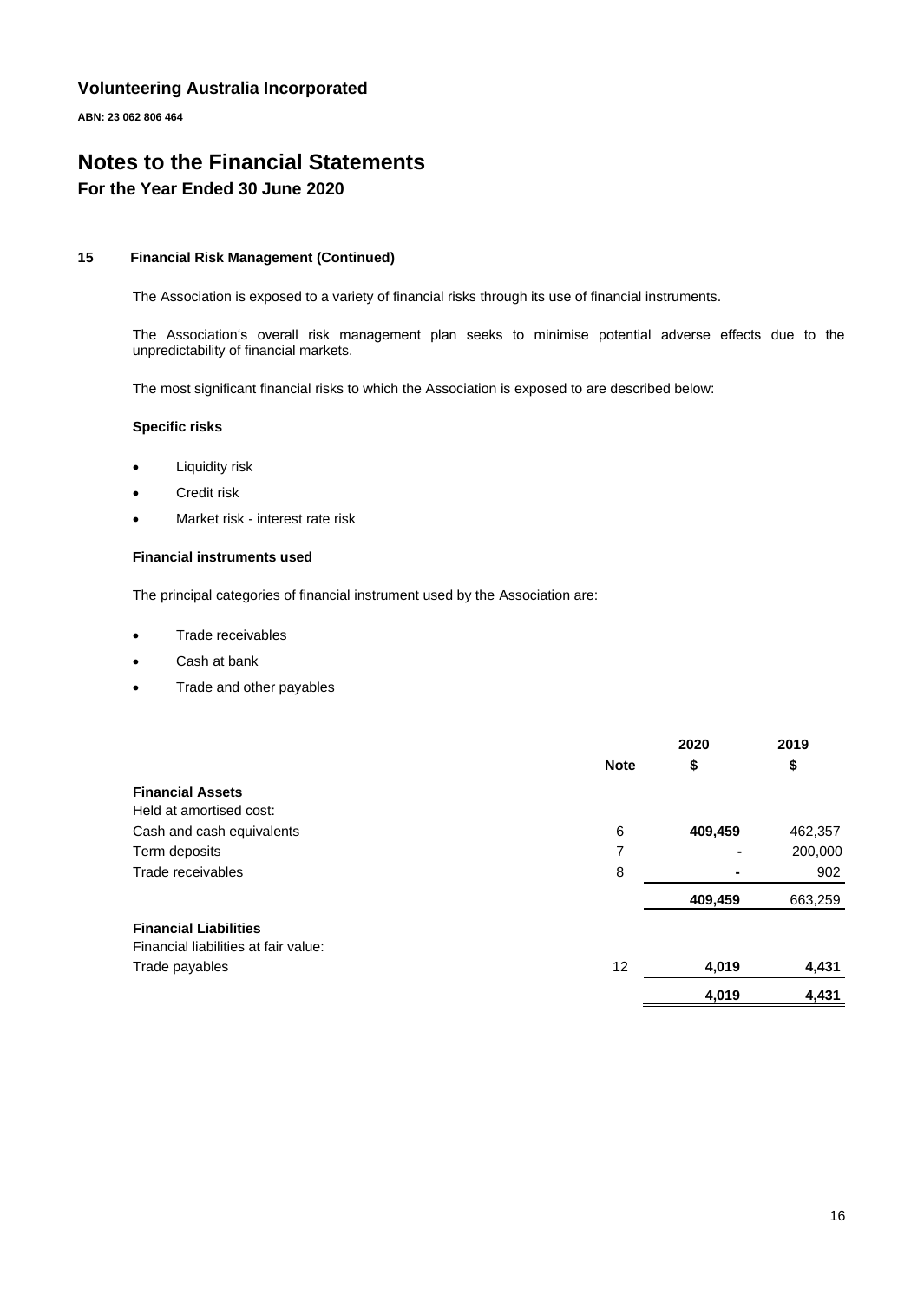# Volunteering Australia Incorporated

**ABN: 23 062 806 464**

# Notes to the Financial Statements

## For the Year Ended 30 June 2020

### 15 Financial Risk Management (Continued)

The Association is exposed to a variety of financial risks through its use of financial instruments.

The Association's overall risk management plan seeks to minimise potential adverse effects due to the unpredictability of financial markets.

The most significant financial risks to which the Association is exposed to are described below:

**Specific risks**

- Liquidity risk
- Credit risk
- Market risk - interest rate risk

**Financial instruments used**

The principal categories of financial instrument used by the Association are:

- Trade receivables
- Cash at bank
- Trade and other payables

| | Note | 2020 $ | 2019 $ |
|---|---|---|---|
| **Financial Assets** | | | |
| Held at amortised cost: | | | |
| Cash and cash equivalents | 6 | **409,459** | 462,357 |
| Term deposits | 7 | **-** | 200,000 |
| Trade receivables | 8 | **-** | 902 |
| | | **409,459** | 663,259 |
| **Financial Liabilities** | | | |
| Financial liabilities at fair value: | | | |
| Trade payables | 12 | **4,019** | **4,431** |
| | | **4,019** | **4,431** |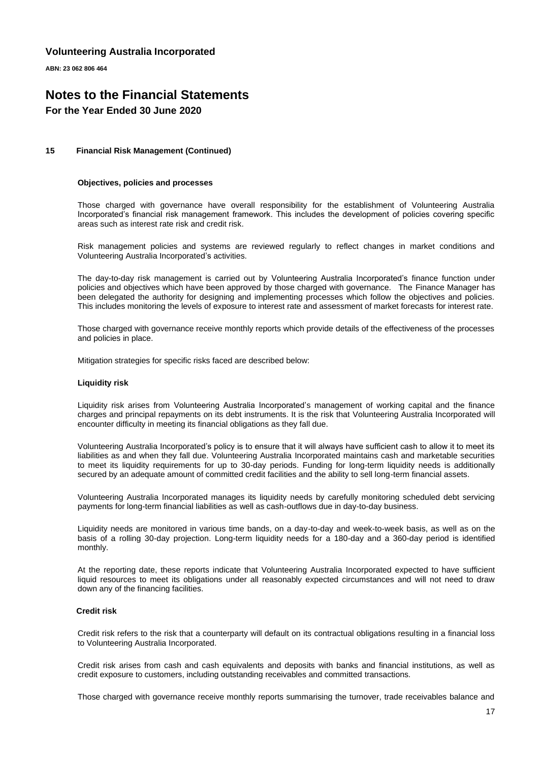## 15 Financial Risk Management (Continued)

### Objectives, policies and processes

Those charged with governance have overall responsibility for the establishment of Volunteering Australia Incorporated's financial risk management framework. This includes the development of policies covering specific areas such as interest rate risk and credit risk.

Risk management policies and systems are reviewed regularly to reflect changes in market conditions and Volunteering Australia Incorporated's activities.

The day-to-day risk management is carried out by Volunteering Australia Incorporated's finance function under policies and objectives which have been approved by those charged with governance. The Finance Manager has been delegated the authority for designing and implementing processes which follow the objectives and policies. This includes monitoring the levels of exposure to interest rate and assessment of market forecasts for interest rate.

Those charged with governance receive monthly reports which provide details of the effectiveness of the processes and policies in place.

Mitigation strategies for specific risks faced are described below:

### Liquidity risk

Liquidity risk arises from Volunteering Australia Incorporated's management of working capital and the finance charges and principal repayments on its debt instruments. It is the risk that Volunteering Australia Incorporated will encounter difficulty in meeting its financial obligations as they fall due.

Volunteering Australia Incorporated's policy is to ensure that it will always have sufficient cash to allow it to meet its liabilities as and when they fall due. Volunteering Australia Incorporated maintains cash and marketable securities to meet its liquidity requirements for up to 30-day periods. Funding for long-term liquidity needs is additionally secured by an adequate amount of committed credit facilities and the ability to sell long-term financial assets.

Volunteering Australia Incorporated manages its liquidity needs by carefully monitoring scheduled debt servicing payments for long-term financial liabilities as well as cash-outflows due in day-to-day business.

Liquidity needs are monitored in various time bands, on a day-to-day and week-to-week basis, as well as on the basis of a rolling 30-day projection. Long-term liquidity needs for a 180-day and a 360-day period is identified monthly.

At the reporting date, these reports indicate that Volunteering Australia Incorporated expected to have sufficient liquid resources to meet its obligations under all reasonably expected circumstances and will not need to draw down any of the financing facilities.

### Credit risk

Credit risk refers to the risk that a counterparty will default on its contractual obligations resulting in a financial loss to Volunteering Australia Incorporated.

Credit risk arises from cash and cash equivalents and deposits with banks and financial institutions, as well as credit exposure to customers, including outstanding receivables and committed transactions.

Those charged with governance receive monthly reports summarising the turnover, trade receivables balance and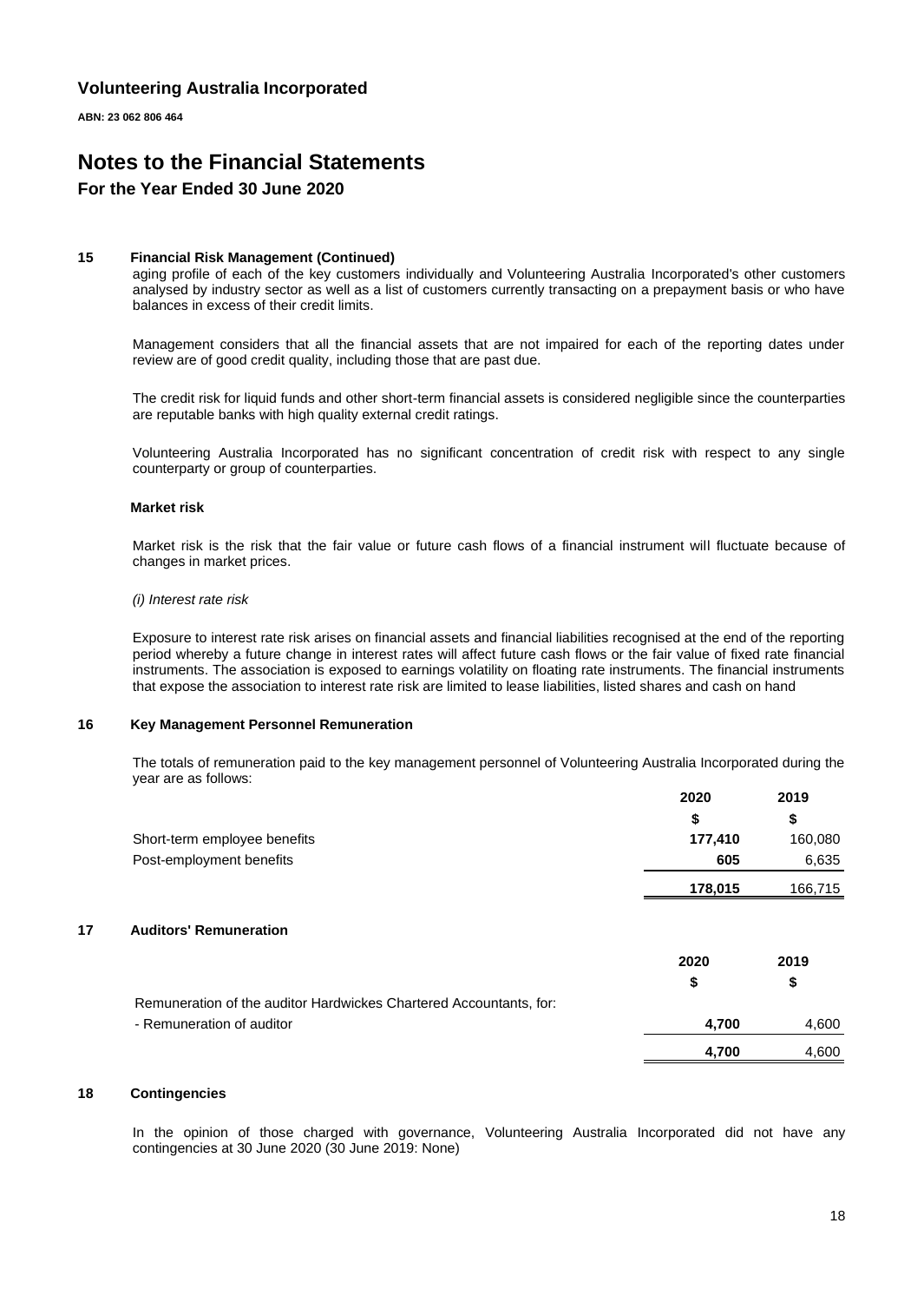# Volunteering Australia Incorporated

**ABN: 23 062 806 464**

# Notes to the Financial Statements

## For the Year Ended 30 June 2020

### 15 Financial Risk Management (Continued)

aging profile of each of the key customers individually and Volunteering Australia Incorporated's other customers analysed by industry sector as well as a list of customers currently transacting on a prepayment basis or who have balances in excess of their credit limits.

Management considers that all the financial assets that are not impaired for each of the reporting dates under review are of good credit quality, including those that are past due.

The credit risk for liquid funds and other short-term financial assets is considered negligible since the counterparties are reputable banks with high quality external credit ratings.

Volunteering Australia Incorporated has no significant concentration of credit risk with respect to any single counterparty or group of counterparties.

**Market risk**

Market risk is the risk that the fair value or future cash flows of a financial instrument will fluctuate because of changes in market prices.

*(i) Interest rate risk*

Exposure to interest rate risk arises on financial assets and financial liabilities recognised at the end of the reporting period whereby a future change in interest rates will affect future cash flows or the fair value of fixed rate financial instruments. The association is exposed to earnings volatility on floating rate instruments. The financial instruments that expose the association to interest rate risk are limited to lease liabilities, listed shares and cash on hand

### 16 Key Management Personnel Remuneration

The totals of remuneration paid to the key management personnel of Volunteering Australia Incorporated during the year are as follows:

| | 2020 | 2019 |
|---|---|---|
| | $ | $ |
| Short-term employee benefits | **177,410** | 160,080 |
| Post-employment benefits | **605** | 6,635 |
| | **178,015** | 166,715 |

### 17 Auditors' Remuneration

| | 2020 | 2019 |
|---|---|---|
| | $ | $ |
| Remuneration of the auditor Hardwickes Chartered Accountants, for: | | |
| - Remuneration of auditor | **4,700** | 4,600 |
| | **4,700** | 4,600 |

### 18 Contingencies

In the opinion of those charged with governance, Volunteering Australia Incorporated did not have any contingencies at 30 June 2020 (30 June 2019: None)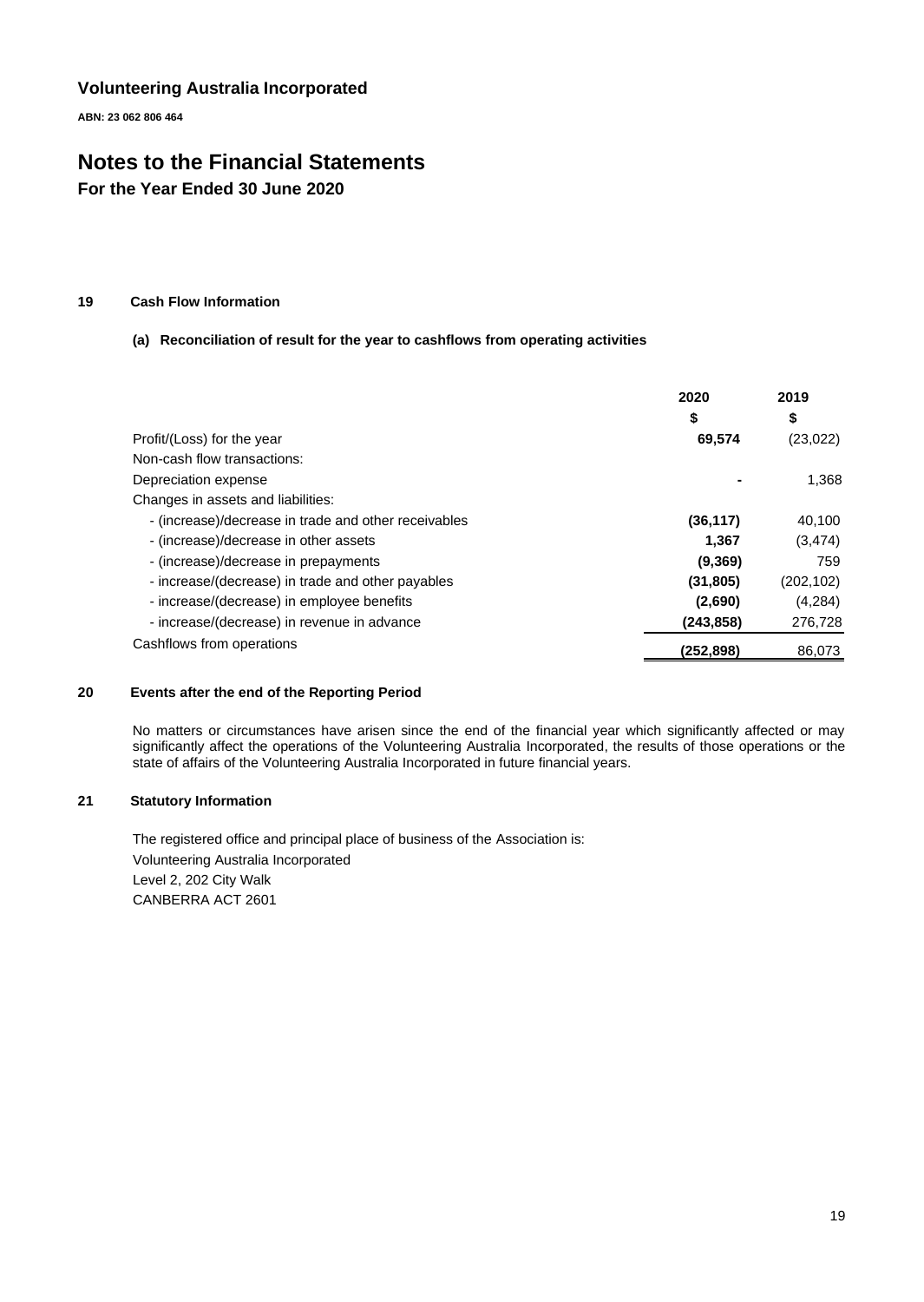**Volunteering Australia Incorporated**

**ABN: 23 062 806 464**

# Notes to the Financial Statements

## For the Year Ended 30 June 2020

### 19 Cash Flow Information

#### (a) Reconciliation of result for the year to cashflows from operating activities

| | 2020 | 2019 |
|---|---|---|
| | $ | $ |
| Profit/(Loss) for the year | **69,574** | (23,022) |
| Non-cash flow transactions: | | |
| Depreciation expense | **-** | 1,368 |
| Changes in assets and liabilities: | | |
| - (increase)/decrease in trade and other receivables | **(36,117)** | 40,100 |
| - (increase)/decrease in other assets | **1,367** | (3,474) |
| - (increase)/decrease in prepayments | **(9,369)** | 759 |
| - increase/(decrease) in trade and other payables | **(31,805)** | (202,102) |
| - increase/(decrease) in employee benefits | **(2,690)** | (4,284) |
| - increase/(decrease) in revenue in advance | **(243,858)** | 276,728 |
| Cashflows from operations | **(252,898)** | 86,073 |

### 20 Events after the end of the Reporting Period

No matters or circumstances have arisen since the end of the financial year which significantly affected or may significantly affect the operations of the Volunteering Australia Incorporated, the results of those operations or the state of affairs of the Volunteering Australia Incorporated in future financial years.

### 21 Statutory Information

The registered office and principal place of business of the Association is:

Volunteering Australia Incorporated
Level 2, 202 City Walk
CANBERRA ACT 2601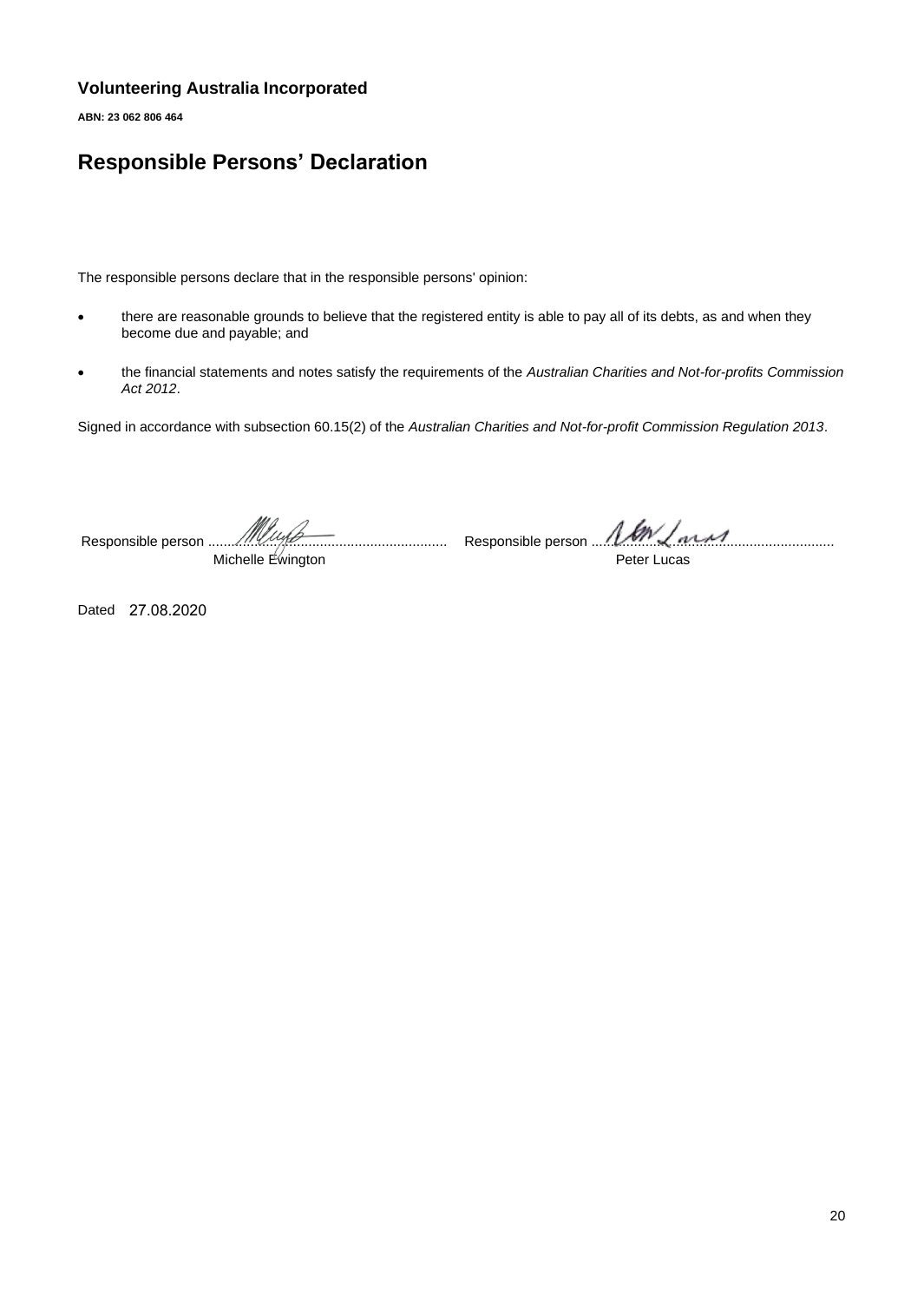**Volunteering Australia Incorporated**

**ABN: 23 062 806 464**

# Responsible Persons' Declaration

The responsible persons declare that in the responsible persons' opinion:

- there are reasonable grounds to believe that the registered entity is able to pay all of its debts, as and when they become due and payable; and
- the financial statements and notes satisfy the requirements of the *Australian Charities and Not-for-profits Commission Act 2012*.

Signed in accordance with subsection 60.15(2) of the *Australian Charities and Not-for-profit Commission Regulation 2013*.

Responsible person ................................................................ Responsible person ................................................................

Michelle Ewington Peter Lucas

Dated 27.08.2020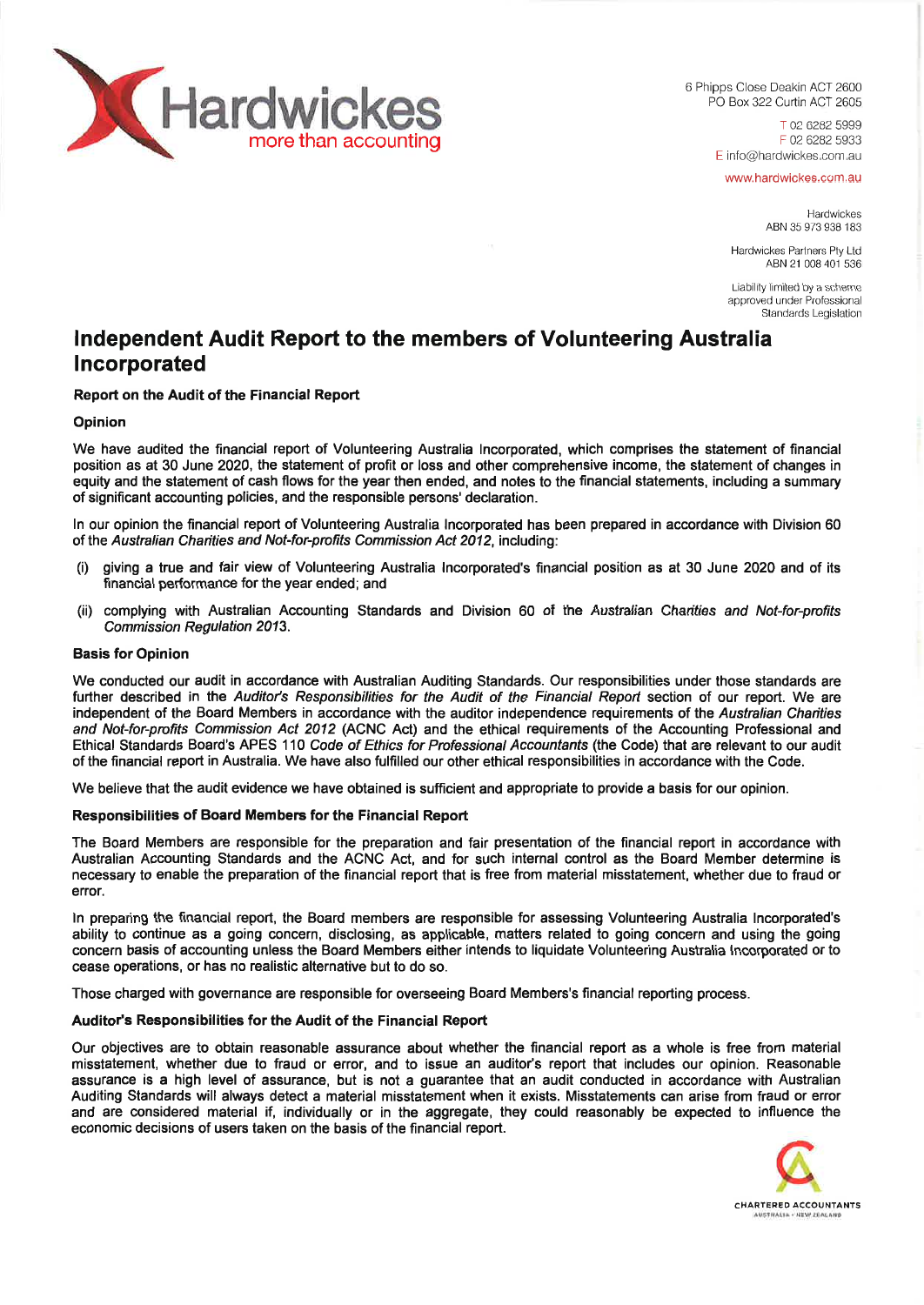Hardwickes
more than accounting

6 Phipps Close Deakin ACT 2600
PO Box 322 Curtin ACT 2605

T 02 6282 5999
F 02 6282 5933
E info@hardwickes.com.au

www.hardwickes.com.au

Hardwickes
ABN 35 973 938 183

Hardwickes Partners Pty Ltd
ABN 21 008 401 536

Liability limited by a scheme approved under Professional Standards Legislation

# Independent Audit Report to the members of Volunteering Australia Incorporated

### Report on the Audit of the Financial Report

#### Opinion

We have audited the financial report of Volunteering Australia Incorporated, which comprises the statement of financial position as at 30 June 2020, the statement of profit or loss and other comprehensive income, the statement of changes in equity and the statement of cash flows for the year then ended, and notes to the financial statements, including a summary of significant accounting policies, and the responsible persons' declaration.

In our opinion the financial report of Volunteering Australia Incorporated has been prepared in accordance with Division 60 of the *Australian Charities and Not-for-profits Commission Act 2012*, including:

(i) giving a true and fair view of Volunteering Australia Incorporated's financial position as at 30 June 2020 and of its financial performance for the year ended; and

(ii) complying with Australian Accounting Standards and Division 60 of the *Australian Charities and Not-for-profits Commission Regulation 2013*.

#### Basis for Opinion

We conducted our audit in accordance with Australian Auditing Standards. Our responsibilities under those standards are further described in the *Auditor's Responsibilities for the Audit of the Financial Report* section of our report. We are independent of the Board Members in accordance with the auditor independence requirements of the *Australian Charities and Not-for-profits Commission Act 2012* (ACNC Act) and the ethical requirements of the Accounting Professional and Ethical Standards Board's APES 110 *Code of Ethics for Professional Accountants* (the Code) that are relevant to our audit of the financial report in Australia. We have also fulfilled our other ethical responsibilities in accordance with the Code.

We believe that the audit evidence we have obtained is sufficient and appropriate to provide a basis for our opinion.

#### Responsibilities of Board Members for the Financial Report

The Board Members are responsible for the preparation and fair presentation of the financial report in accordance with Australian Accounting Standards and the ACNC Act, and for such internal control as the Board Member determine is necessary to enable the preparation of the financial report that is free from material misstatement, whether due to fraud or error.

In preparing the financial report, the Board members are responsible for assessing Volunteering Australia Incorporated's ability to continue as a going concern, disclosing, as applicable, matters related to going concern and using the going concern basis of accounting unless the Board Members either intends to liquidate Volunteering Australia Incorporated or to cease operations, or has no realistic alternative but to do so.

Those charged with governance are responsible for overseeing Board Members's financial reporting process.

#### Auditor's Responsibilities for the Audit of the Financial Report

Our objectives are to obtain reasonable assurance about whether the financial report as a whole is free from material misstatement, whether due to fraud or error, and to issue an auditor's report that includes our opinion. Reasonable assurance is a high level of assurance, but is not a guarantee that an audit conducted in accordance with Australian Auditing Standards will always detect a material misstatement when it exists. Misstatements can arise from fraud or error and are considered material if, individually or in the aggregate, they could reasonably be expected to influence the economic decisions of users taken on the basis of the financial report.

CHARTERED ACCOUNTANTS
AUSTRALIA · NEW ZEALAND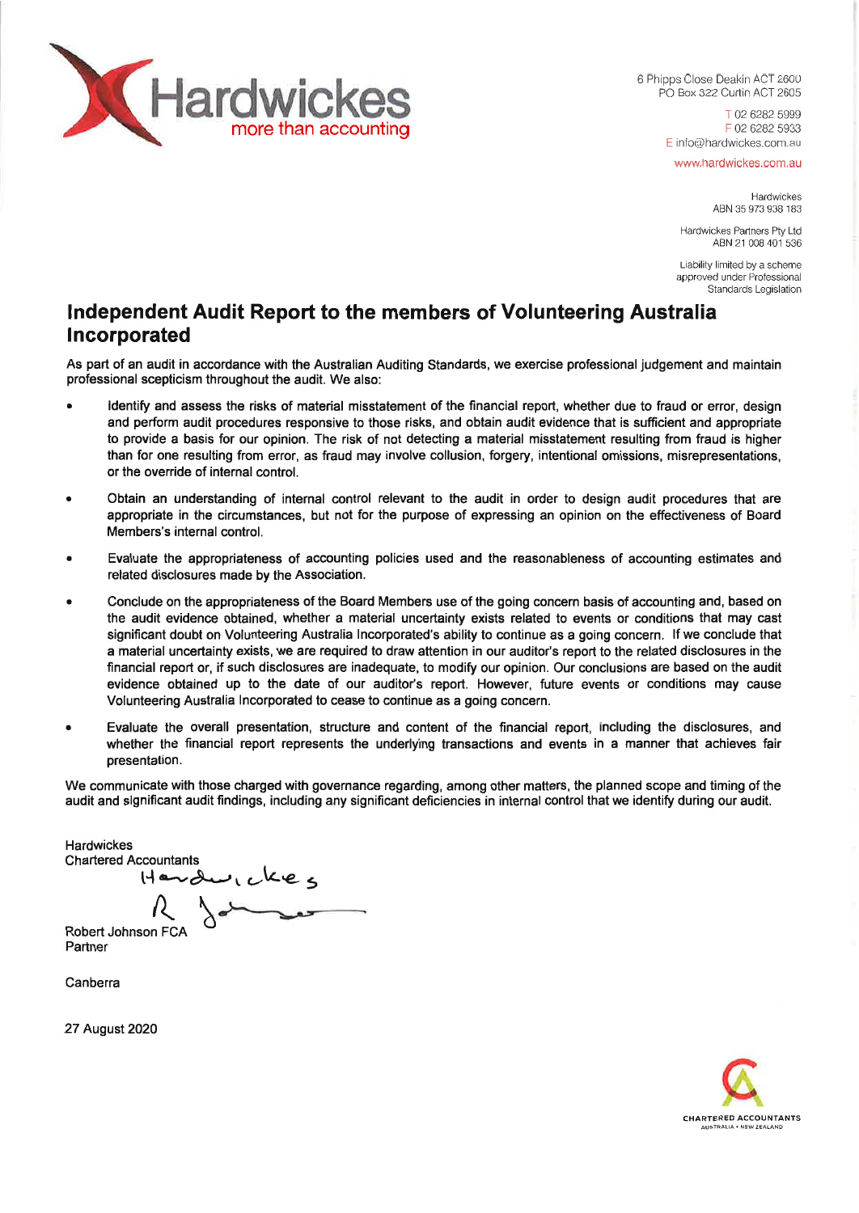Hardwickes
more than accounting

6 Phipps Close Deakin ACT 2600
PO Box 322 Curtin ACT 2605

T 02 6282 5999
F 02 6282 5933
E info@hardwickes.com.au

www.hardwickes.com.au

Hardwickes
ABN 35 973 938 183

Hardwickes Partners Pty Ltd
ABN 21 008 401 536

Liability limited by a scheme approved under Professional Standards Legislation

# Independent Audit Report to the members of Volunteering Australia Incorporated

As part of an audit in accordance with the Australian Auditing Standards, we exercise professional judgement and maintain professional scepticism throughout the audit. We also:

- Identify and assess the risks of material misstatement of the financial report, whether due to fraud or error, design and perform audit procedures responsive to those risks, and obtain audit evidence that is sufficient and appropriate to provide a basis for our opinion. The risk of not detecting a material misstatement resulting from fraud is higher than for one resulting from error, as fraud may involve collusion, forgery, intentional omissions, misrepresentations, or the override of internal control.
- Obtain an understanding of internal control relevant to the audit in order to design audit procedures that are appropriate in the circumstances, but not for the purpose of expressing an opinion on the effectiveness of Board Members's internal control.
- Evaluate the appropriateness of accounting policies used and the reasonableness of accounting estimates and related disclosures made by the Association.
- Conclude on the appropriateness of the Board Members use of the going concern basis of accounting and, based on the audit evidence obtained, whether a material uncertainty exists related to events or conditions that may cast significant doubt on Volunteering Australia Incorporated's ability to continue as a going concern. If we conclude that a material uncertainty exists, we are required to draw attention in our auditor's report to the related disclosures in the financial report or, if such disclosures are inadequate, to modify our opinion. Our conclusions are based on the audit evidence obtained up to the date of our auditor's report. However, future events or conditions may cause Volunteering Australia Incorporated to cease to continue as a going concern.
- Evaluate the overall presentation, structure and content of the financial report, including the disclosures, and whether the financial report represents the underlying transactions and events in a manner that achieves fair presentation.

We communicate with those charged with governance regarding, among other matters, the planned scope and timing of the audit and significant audit findings, including any significant deficiencies in internal control that we identify during our audit.

Hardwickes
Chartered Accountants

Robert Johnson FCA
Partner

Canberra

27 August 2020

CHARTERED ACCOUNTANTS
AUSTRALIA • NEW ZEALAND